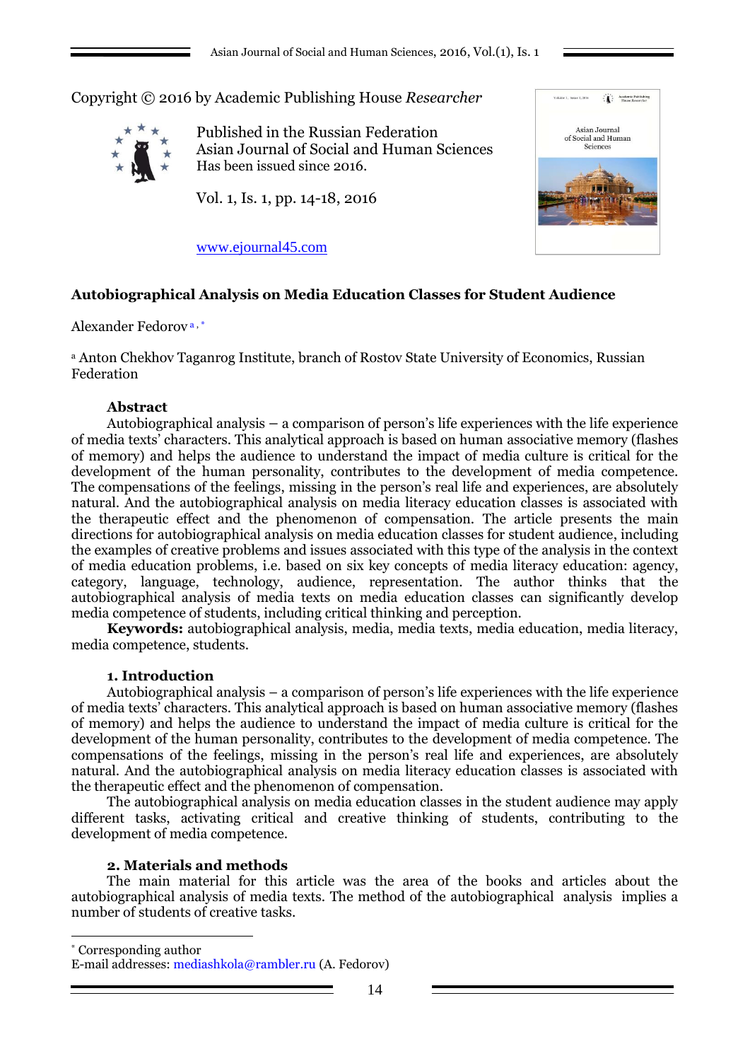Copyright © 2016 by Academic Publishing House *Researcher*

Published in the Russian Federation
Asian Journal of Social and Human Sciences
Has been issued since 2016.

Vol. 1, Is. 1, pp. 14-18, 2016

www.ejournal45.com

# Autobiographical Analysis on Media Education Classes for Student Audience

Alexander Fedorov [a, *]

[a] Anton Chekhov Taganrog Institute, branch of Rostov State University of Economics, Russian Federation

## Abstract

Autobiographical analysis – a comparison of person's life experiences with the life experience of media texts' characters. This analytical approach is based on human associative memory (flashes of memory) and helps the audience to understand the impact of media culture is critical for the development of the human personality, contributes to the development of media competence. The compensations of the feelings, missing in the person's real life and experiences, are absolutely natural. And the autobiographical analysis on media literacy education classes is associated with the therapeutic effect and the phenomenon of compensation. The article presents the main directions for autobiographical analysis on media education classes for student audience, including the examples of creative problems and issues associated with this type of the analysis in the context of media education problems, i.e. based on six key concepts of media literacy education: agency, category, language, technology, audience, representation. The author thinks that the autobiographical analysis of media texts on media education classes can significantly develop media competence of students, including critical thinking and perception.

**Keywords:** autobiographical analysis, media, media texts, media education, media literacy, media competence, students.

## 1. Introduction

Autobiographical analysis – a comparison of person's life experiences with the life experience of media texts' characters. This analytical approach is based on human associative memory (flashes of memory) and helps the audience to understand the impact of media culture is critical for the development of the human personality, contributes to the development of media competence. The compensations of the feelings, missing in the person's real life and experiences, are absolutely natural. And the autobiographical analysis on media literacy education classes is associated with the therapeutic effect and the phenomenon of compensation.

The autobiographical analysis on media education classes in the student audience may apply different tasks, activating critical and creative thinking of students, contributing to the development of media competence.

## 2. Materials and methods

The main material for this article was the area of the books and articles about the autobiographical analysis of media texts. The method of the autobiographical analysis implies a number of students of creative tasks.

---

[*] Corresponding author
E-mail addresses: mediashkola@rambler.ru (A. Fedorov)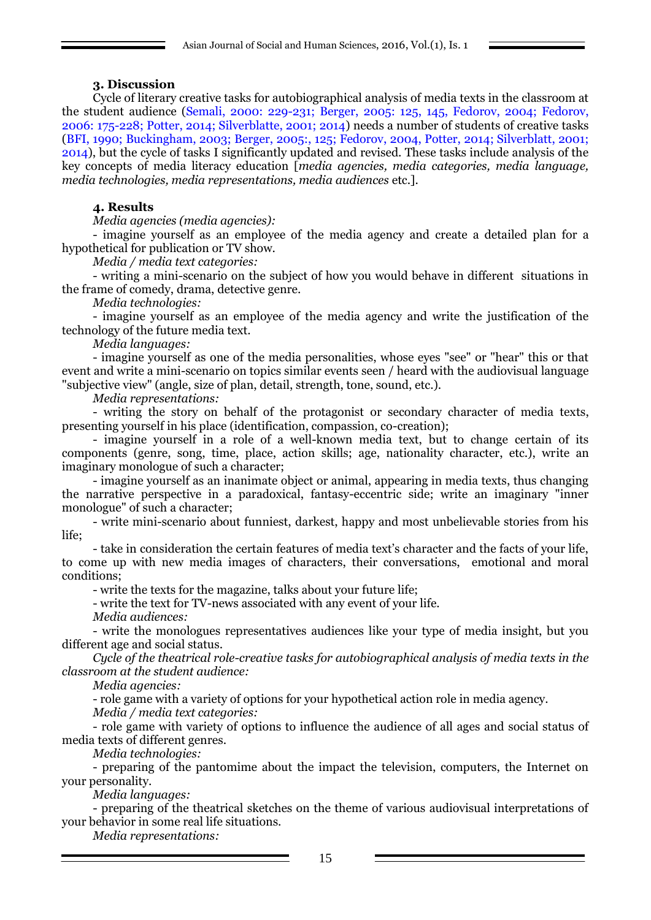### 3. Discussion

Cycle of literary creative tasks for autobiographical analysis of media texts in the classroom at the student audience (Semali, 2000: 229-231; Berger, 2005: 125, 145, Fedorov, 2004; Fedorov, 2006: 175-228; Potter, 2014; Silverblatte, 2001; 2014) needs a number of students of creative tasks (BFI, 1990; Buckingham, 2003; Berger, 2005:, 125; Fedorov, 2004, Potter, 2014; Silverblatt, 2001; 2014), but the cycle of tasks I significantly updated and revised. These tasks include analysis of the key concepts of media literacy education [*media agencies, media categories, media language, media technologies, media representations, media audiences* etc.].

### 4. Results

*Media agencies (media agencies):*

- imagine yourself as an employee of the media agency and create a detailed plan for a hypothetical for publication or TV show.

*Media / media text categories:*

- writing a mini-scenario on the subject of how you would behave in different situations in the frame of comedy, drama, detective genre.

*Media technologies:*

- imagine yourself as an employee of the media agency and write the justification of the technology of the future media text.

*Media languages:*

- imagine yourself as one of the media personalities, whose eyes "see" or "hear" this or that event and write a mini-scenario on topics similar events seen / heard with the audiovisual language "subjective view" (angle, size of plan, detail, strength, tone, sound, etc.).

*Media representations:*

- writing the story on behalf of the protagonist or secondary character of media texts, presenting yourself in his place (identification, compassion, co-creation);
- imagine yourself in a role of a well-known media text, but to change certain of its components (genre, song, time, place, action skills; age, nationality character, etc.), write an imaginary monologue of such a character;
- imagine yourself as an inanimate object or animal, appearing in media texts, thus changing the narrative perspective in a paradoxical, fantasy-eccentric side; write an imaginary "inner monologue" of such a character;
- write mini-scenario about funniest, darkest, happy and most unbelievable stories from his life;
- take in consideration the certain features of media text's character and the facts of your life, to come up with new media images of characters, their conversations, emotional and moral conditions;
- write the texts for the magazine, talks about your future life;
- write the text for TV-news associated with any event of your life.

*Media audiences:*

- write the monologues representatives audiences like your type of media insight, but you different age and social status.

*Cycle of the theatrical role-creative tasks for autobiographical analysis of media texts in the classroom at the student audience:*

*Media agencies:*

- role game with a variety of options for your hypothetical action role in media agency.

*Media / media text categories:*

- role game with variety of options to influence the audience of all ages and social status of media texts of different genres.

*Media technologies:*

- preparing of the pantomime about the impact the television, computers, the Internet on your personality.

*Media languages:*

- preparing of the theatrical sketches on the theme of various audiovisual interpretations of your behavior in some real life situations.

*Media representations:*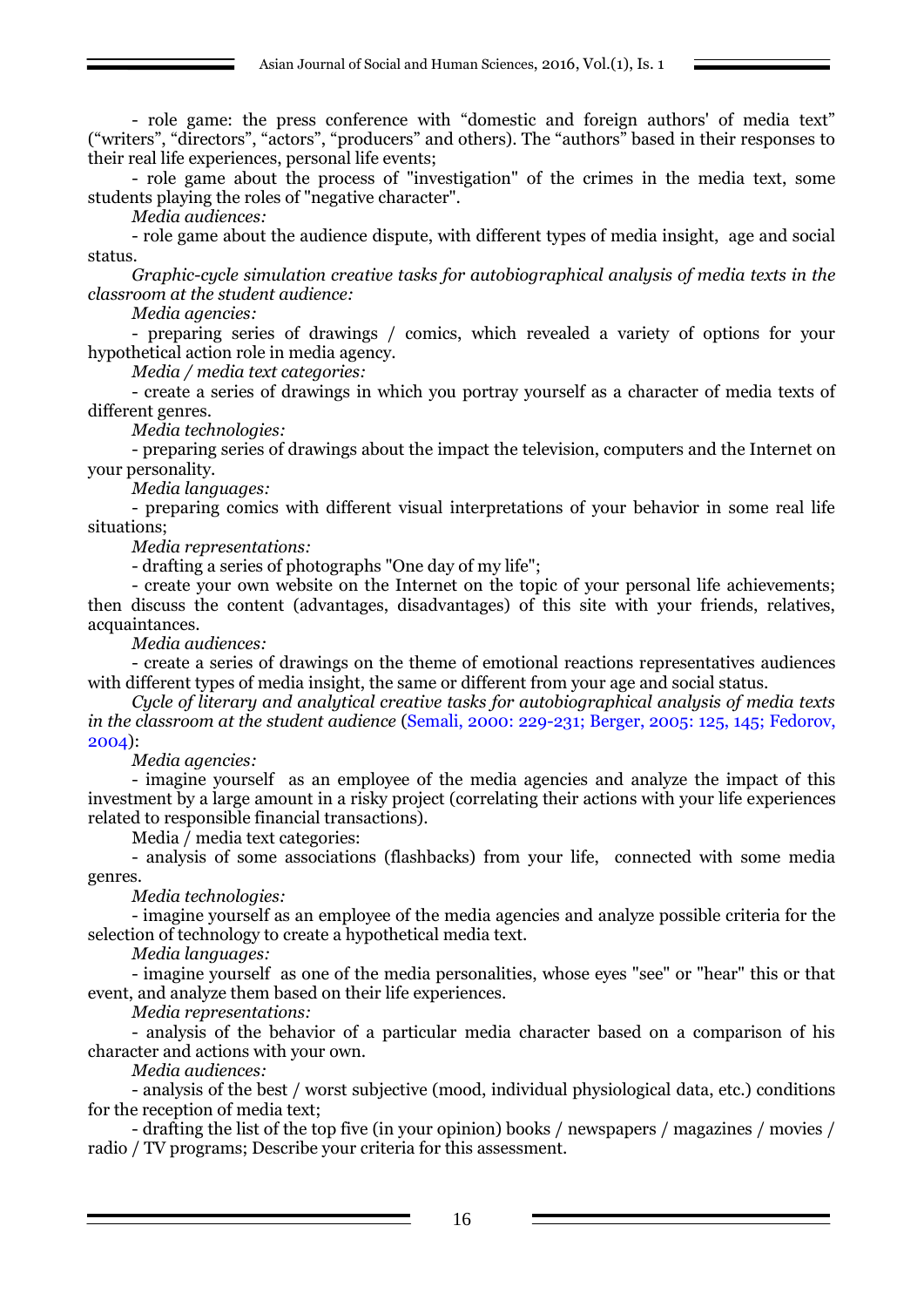- role game: the press conference with “domestic and foreign authors' of media text” (“writers”, “directors”, “actors”, “producers” and others). The “authors” based in their responses to their real life experiences, personal life events;

- role game about the process of "investigation" of the crimes in the media text, some students playing the roles of "negative character".

*Media audiences:*

- role game about the audience dispute, with different types of media insight, age and social status.

*Graphic-cycle simulation creative tasks for autobiographical analysis of media texts in the classroom at the student audience:*

*Media agencies:*

- preparing series of drawings / comics, which revealed a variety of options for your hypothetical action role in media agency.

*Media / media text categories:*

- create a series of drawings in which you portray yourself as a character of media texts of different genres.

*Media technologies:*

- preparing series of drawings about the impact the television, computers and the Internet on your personality.

*Media languages:*

- preparing comics with different visual interpretations of your behavior in some real life situations;

*Media representations:*

- drafting a series of photographs "One day of my life";

- create your own website on the Internet on the topic of your personal life achievements; then discuss the content (advantages, disadvantages) of this site with your friends, relatives, acquaintances.

*Media audiences:*

- create a series of drawings on the theme of emotional reactions representatives audiences with different types of media insight, the same or different from your age and social status.

*Cycle of literary and analytical creative tasks for autobiographical analysis of media texts in the classroom at the student audience* (Semali, 2000: 229-231; Berger, 2005: 125, 145; Fedorov, 2004):

*Media agencies:*

- imagine yourself as an employee of the media agencies and analyze the impact of this investment by a large amount in a risky project (correlating their actions with your life experiences related to responsible financial transactions).

Media / media text categories:

- analysis of some associations (flashbacks) from your life, connected with some media genres.

*Media technologies:*

- imagine yourself as an employee of the media agencies and analyze possible criteria for the selection of technology to create a hypothetical media text.

*Media languages:*

- imagine yourself as one of the media personalities, whose eyes "see" or "hear" this or that event, and analyze them based on their life experiences.

*Media representations:*

- analysis of the behavior of a particular media character based on a comparison of his character and actions with your own.

*Media audiences:*

- analysis of the best / worst subjective (mood, individual physiological data, etc.) conditions for the reception of media text;

- drafting the list of the top five (in your opinion) books / newspapers / magazines / movies / radio / TV programs; Describe your criteria for this assessment.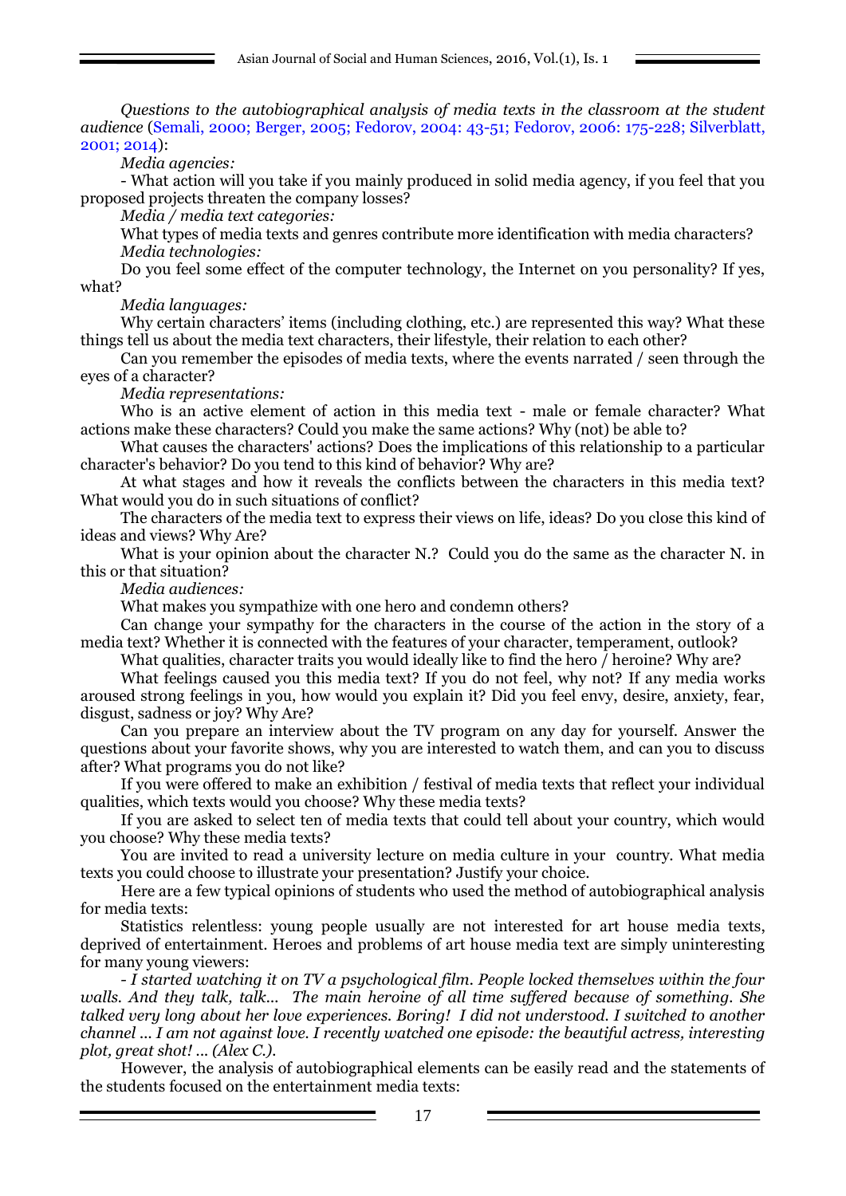*Questions to the autobiographical analysis of media texts in the classroom at the student audience* (Semali, 2000; Berger, 2005; Fedorov, 2004: 43-51; Fedorov, 2006: 175-228; Silverblatt, 2001; 2014):

*Media agencies:*

- What action will you take if you mainly produced in solid media agency, if you feel that you proposed projects threaten the company losses?

*Media / media text categories:*

What types of media texts and genres contribute more identification with media characters?

*Media technologies:*

Do you feel some effect of the computer technology, the Internet on you personality? If yes, what?

*Media languages:*

Why certain characters' items (including clothing, etc.) are represented this way? What these things tell us about the media text characters, their lifestyle, their relation to each other?

Can you remember the episodes of media texts, where the events narrated / seen through the eyes of a character?

*Media representations:*

Who is an active element of action in this media text - male or female character? What actions make these characters? Could you make the same actions? Why (not) be able to?

What causes the characters' actions? Does the implications of this relationship to a particular character's behavior? Do you tend to this kind of behavior? Why are?

At what stages and how it reveals the conflicts between the characters in this media text? What would you do in such situations of conflict?

The characters of the media text to express their views on life, ideas? Do you close this kind of ideas and views? Why Are?

What is your opinion about the character N.? Could you do the same as the character N. in this or that situation?

*Media audiences:*

What makes you sympathize with one hero and condemn others?

Can change your sympathy for the characters in the course of the action in the story of a media text? Whether it is connected with the features of your character, temperament, outlook?

What qualities, character traits you would ideally like to find the hero / heroine? Why are?

What feelings caused you this media text? If you do not feel, why not? If any media works aroused strong feelings in you, how would you explain it? Did you feel envy, desire, anxiety, fear, disgust, sadness or joy? Why Are?

Can you prepare an interview about the TV program on any day for yourself. Answer the questions about your favorite shows, why you are interested to watch them, and can you to discuss after? What programs you do not like?

If you were offered to make an exhibition / festival of media texts that reflect your individual qualities, which texts would you choose? Why these media texts?

If you are asked to select ten of media texts that could tell about your country, which would you choose? Why these media texts?

You are invited to read a university lecture on media culture in your country. What media texts you could choose to illustrate your presentation? Justify your choice.

Here are a few typical opinions of students who used the method of autobiographical analysis for media texts:

Statistics relentless: young people usually are not interested for art house media texts, deprived of entertainment. Heroes and problems of art house media text are simply uninteresting for many young viewers:

*- I started watching it on TV a psychological film. People locked themselves within the four walls. And they talk, talk... The main heroine of all time suffered because of something. She talked very long about her love experiences. Boring! I did not understood. I switched to another channel ... I am not against love. I recently watched one episode: the beautiful actress, interesting plot, great shot! ... (Alex C.).*

However, the analysis of autobiographical elements can be easily read and the statements of the students focused on the entertainment media texts: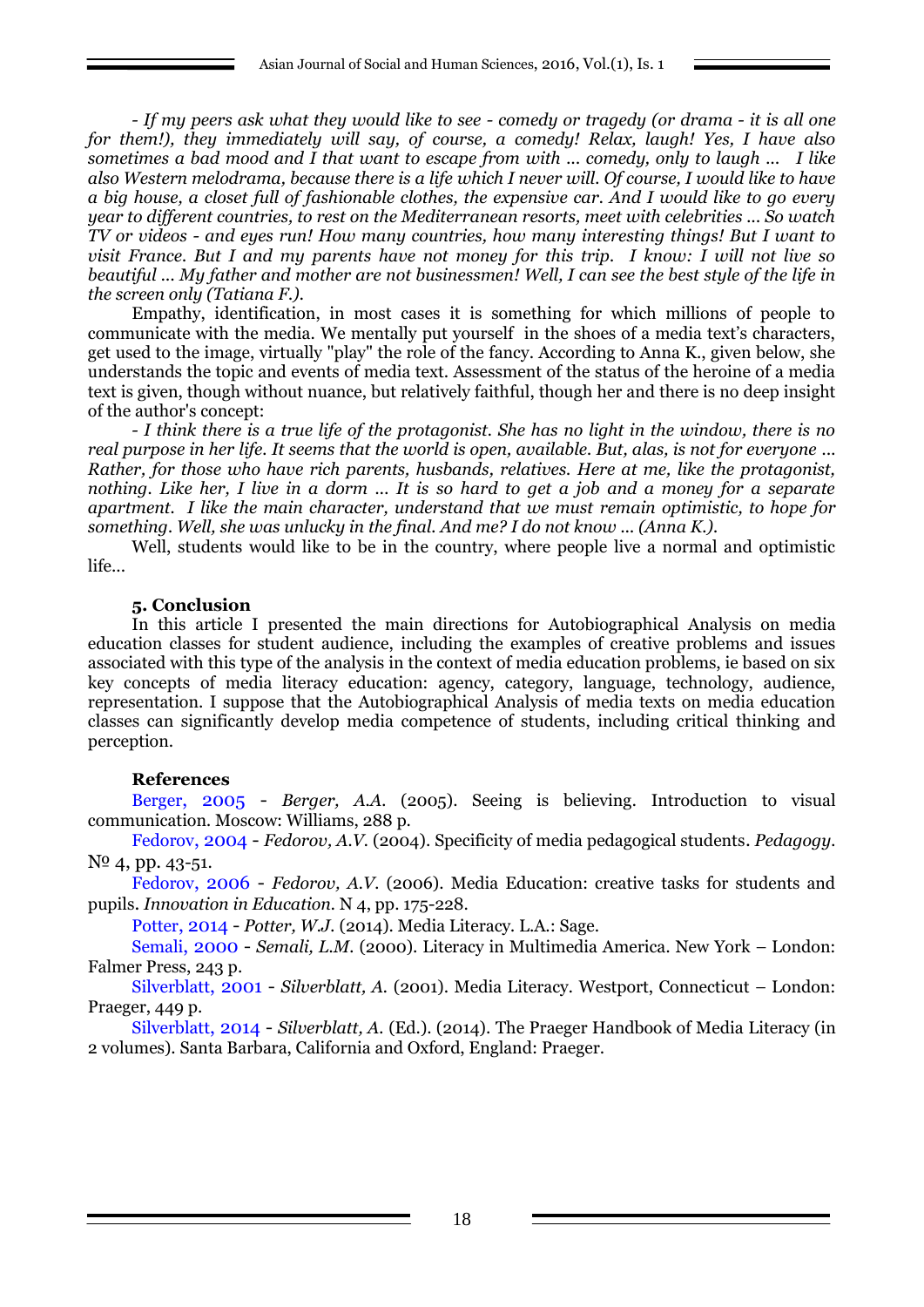*- If my peers ask what they would like to see - comedy or tragedy (or drama - it is all one for them!), they immediately will say, of course, a comedy! Relax, laugh! Yes, I have also sometimes a bad mood and I that want to escape from with ... comedy, only to laugh ... I like also Western melodrama, because there is a life which I never will. Of course, I would like to have a big house, a closet full of fashionable clothes, the expensive car. And I would like to go every year to different countries, to rest on the Mediterranean resorts, meet with celebrities ... So watch TV or videos - and eyes run! How many countries, how many interesting things! But I want to visit France. But I and my parents have not money for this trip. I know: I will not live so beautiful ... My father and mother are not businessmen! Well, I can see the best style of the life in the screen only (Tatiana F.).*

Empathy, identification, in most cases it is something for which millions of people to communicate with the media. We mentally put yourself in the shoes of a media text's characters, get used to the image, virtually "play" the role of the fancy. According to Anna K., given below, she understands the topic and events of media text. Assessment of the status of the heroine of a media text is given, though without nuance, but relatively faithful, though her and there is no deep insight of the author's concept:

*- I think there is a true life of the protagonist. She has no light in the window, there is no real purpose in her life. It seems that the world is open, available. But, alas, is not for everyone ... Rather, for those who have rich parents, husbands, relatives. Here at me, like the protagonist, nothing. Like her, I live in a dorm ... It is so hard to get a job and a money for a separate apartment. I like the main character, understand that we must remain optimistic, to hope for something. Well, she was unlucky in the final. And me? I do not know ... (Anna K.).*

Well, students would like to be in the country, where people live a normal and optimistic life...

## 5. Conclusion

In this article I presented the main directions for Autobiographical Analysis on media education classes for student audience, including the examples of creative problems and issues associated with this type of the analysis in the context of media education problems, ie based on six key concepts of media literacy education: agency, category, language, technology, audience, representation. I suppose that the Autobiographical Analysis of media texts on media education classes can significantly develop media competence of students, including critical thinking and perception.

## References

Berger, 2005 - *Berger, A.A.* (2005). Seeing is believing. Introduction to visual communication. Moscow: Williams, 288 p.

Fedorov, 2004 - *Fedorov, A.V.* (2004). Specificity of media pedagogical students. *Pedagogy.* № 4, pp. 43-51.

Fedorov, 2006 - *Fedorov, A.V.* (2006). Media Education: creative tasks for students and pupils. *Innovation in Education.* N 4, pp. 175-228.

Potter, 2014 - *Potter, W.J.* (2014). Media Literacy. L.A.: Sage.

Semali, 2000 - *Semali, L.M.* (2000). Literacy in Multimedia America. New York – London: Falmer Press, 243 p.

Silverblatt, 2001 - *Silverblatt, A.* (2001). Media Literacy. Westport, Connecticut – London: Praeger, 449 p.

Silverblatt, 2014 - *Silverblatt, A.* (Ed.). (2014). The Praeger Handbook of Media Literacy (in 2 volumes). Santa Barbara, California and Oxford, England: Praeger.